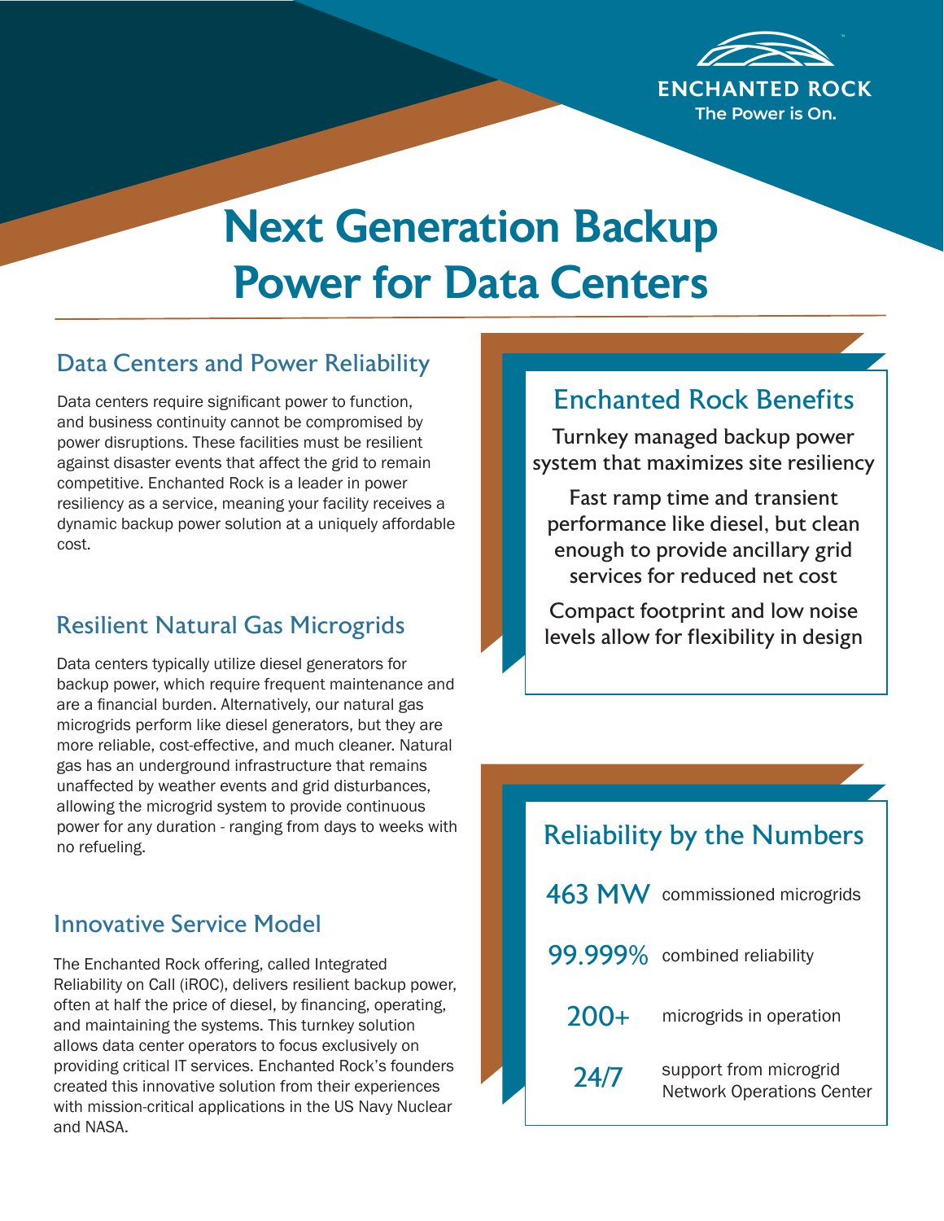ENCHANTED ROCK

The Power is On.

# Next Generation Backup Power for Data Centers

## Data Centers and Power Reliability

Data centers require significant power to function, and business continuity cannot be compromised by power disruptions. These facilities must be resilient against disaster events that affect the grid to remain competitive. Enchanted Rock is a leader in power resiliency as a service, meaning your facility receives a dynamic backup power solution at a uniquely affordable cost.

## Resilient Natural Gas Microgrids

Data centers typically utilize diesel generators for backup power, which require frequent maintenance and are a financial burden. Alternatively, our natural gas microgrids perform like diesel generators, but they are more reliable, cost-effective, and much cleaner. Natural gas has an underground infrastructure that remains unaffected by weather events and grid disturbances, allowing the microgrid system to provide continuous power for any duration - ranging from days to weeks with no refueling.

## Innovative Service Model

The Enchanted Rock offering, called Integrated Reliability on Call (iROC), delivers resilient backup power, often at half the price of diesel, by financing, operating, and maintaining the systems. This turnkey solution allows data center operators to focus exclusively on providing critical IT services. Enchanted Rock's founders created this innovative solution from their experiences with mission-critical applications in the US Navy Nuclear and NASA.

## Enchanted Rock Benefits

Turnkey managed backup power system that maximizes site resiliency

Fast ramp time and transient performance like diesel, but clean enough to provide ancillary grid services for reduced net cost

Compact footprint and low noise levels allow for flexibility in design

## Reliability by the Numbers

| | |
|---|---|
| 463 MW | commissioned microgrids |
| 99.999% | combined reliability |
| 200+ | microgrids in operation |
| 24/7 | support from microgrid Network Operations Center |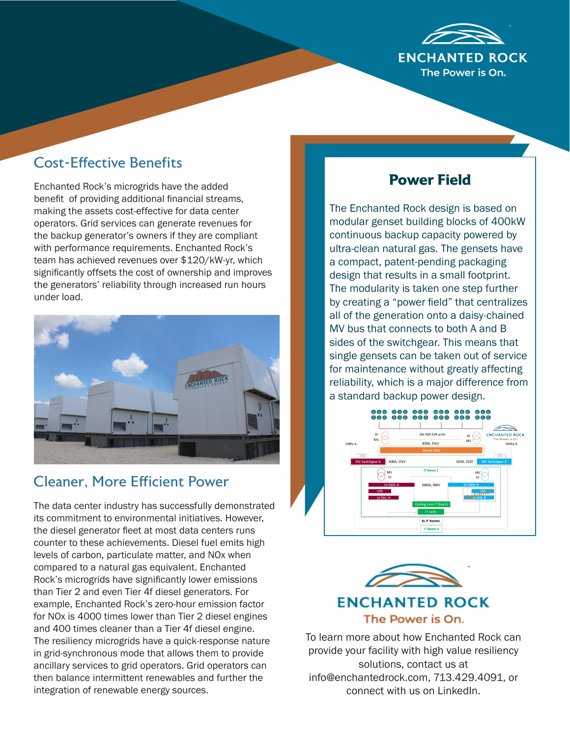## Cost-Effective Benefits

Enchanted Rock's microgrids have the added benefit of providing additional financial streams, making the assets cost-effective for data center operators. Grid services can generate revenues for the backup generator's owners if they are compliant with performance requirements. Enchanted Rock's team has achieved revenues over \$120/kW-yr, which significantly offsets the cost of ownership and improves the generators' reliability through increased run hours under load.

## Cleaner, More Efficient Power

The data center industry has successfully demonstrated its commitment to environmental initiatives. However, the diesel generator fleet at most data centers runs counter to these achievements. Diesel fuel emits high levels of carbon, particulate matter, and NOx when compared to a natural gas equivalent. Enchanted Rock's microgrids have significantly lower emissions than Tier 2 and even Tier 4f diesel generators. For example, Enchanted Rock's zero-hour emission factor for NOx is 4000 times lower than Tier 2 diesel engines and 400 times cleaner than a Tier 4f diesel engine. The resiliency microgrids have a quick-response nature in grid-synchronous mode that allows them to provide ancillary services to grid operators. Grid operators can then balance intermittent renewables and further the integration of renewable energy sources.

## Power Field

The Enchanted Rock design is based on modular genset building blocks of 400kW continuous backup capacity powered by ultra-clean natural gas. The gensets have a compact, patent-pending packaging design that results in a small footprint. The modularity is taken one step further by creating a "power field" that centralizes all of the generation onto a daisy-chained MV bus that connects to both A and B sides of the switchgear. This means that single gensets can be taken out of service for maintenance without greatly affecting reliability, which is a major difference from a standard backup power design.

**ENCHANTED ROCK**
The Power is On.

To learn more about how Enchanted Rock can provide your facility with high value resiliency solutions, contact us at info@enchantedrock.com, 713.429.4091, or connect with us on LinkedIn.